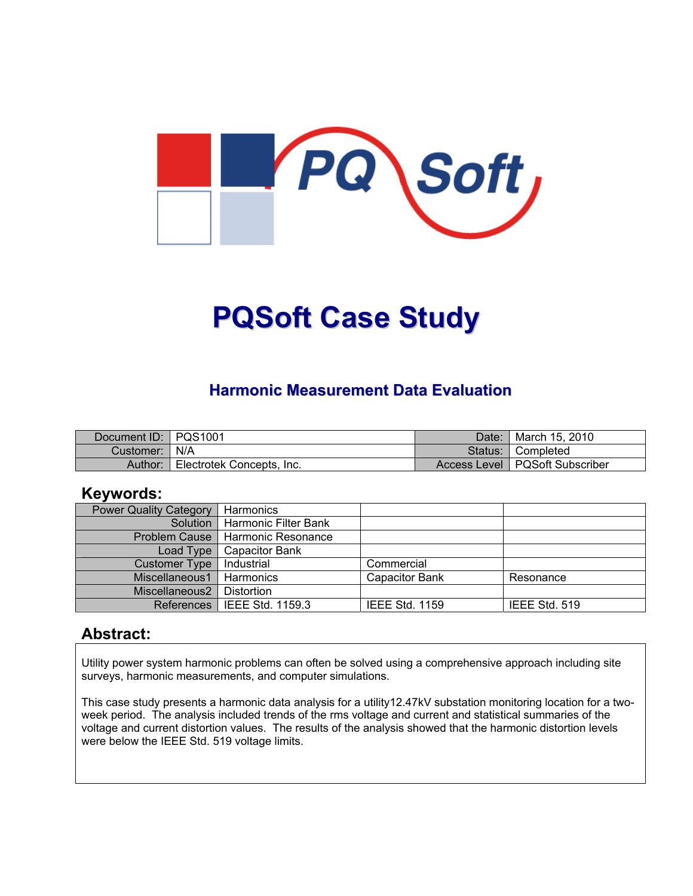# PQSoft Case Study

## Harmonic Measurement Data Evaluation

| Document ID: | PQS1001 | Date: | March 15, 2010 |
|---|---|---|---|
| Customer: | N/A | Status: | Completed |
| Author: | Electrotek Concepts, Inc. | Access Level | PQSoft Subscriber |

## Keywords:

| Power Quality Category | Harmonics | | |
|---|---|---|---|
| Solution | Harmonic Filter Bank | | |
| Problem Cause | Harmonic Resonance | | |
| Load Type | Capacitor Bank | | |
| Customer Type | Industrial | Commercial | |
| Miscellaneous1 | Harmonics | Capacitor Bank | Resonance |
| Miscellaneous2 | Distortion | | |
| References | IEEE Std. 1159.3 | IEEE Std. 1159 | IEEE Std. 519 |

## Abstract:

Utility power system harmonic problems can often be solved using a comprehensive approach including site surveys, harmonic measurements, and computer simulations.

This case study presents a harmonic data analysis for a utility12.47kV substation monitoring location for a two-week period. The analysis included trends of the rms voltage and current and statistical summaries of the voltage and current distortion values. The results of the analysis showed that the harmonic distortion levels were below the IEEE Std. 519 voltage limits.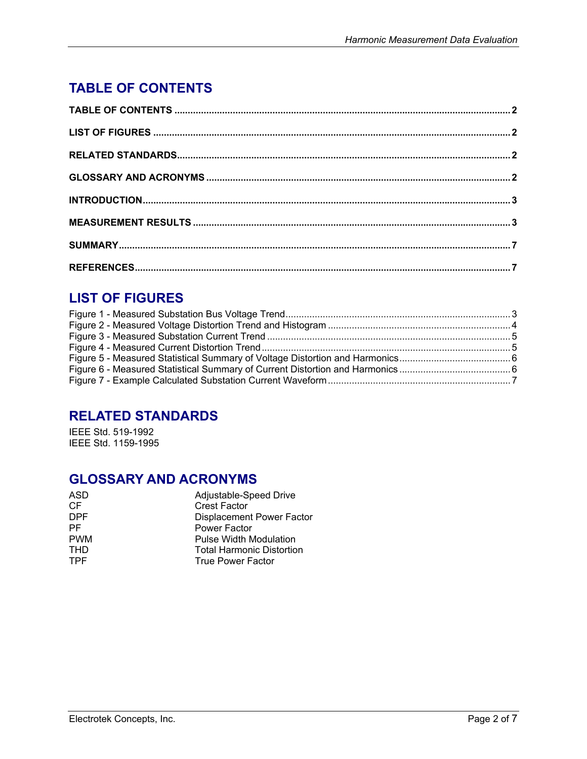## TABLE OF CONTENTS

**TABLE OF CONTENTS** .......... 2

**LIST OF FIGURES** .......... 2

**RELATED STANDARDS** .......... 2

**GLOSSARY AND ACRONYMS** .......... 2

**INTRODUCTION** .......... 3

**MEASUREMENT RESULTS** .......... 3

**SUMMARY** .......... 7

**REFERENCES** .......... 7

## LIST OF FIGURES

Figure 1 - Measured Substation Bus Voltage Trend .......... 3
Figure 2 - Measured Voltage Distortion Trend and Histogram .......... 4
Figure 3 - Measured Substation Current Trend .......... 5
Figure 4 - Measured Current Distortion Trend .......... 5
Figure 5 - Measured Statistical Summary of Voltage Distortion and Harmonics .......... 6
Figure 6 - Measured Statistical Summary of Current Distortion and Harmonics .......... 6
Figure 7 - Example Calculated Substation Current Waveform .......... 7

## RELATED STANDARDS

IEEE Std. 519-1992
IEEE Std. 1159-1995

## GLOSSARY AND ACRONYMS

| | |
|---|---|
| ASD | Adjustable-Speed Drive |
| CF | Crest Factor |
| DPF | Displacement Power Factor |
| PF | Power Factor |
| PWM | Pulse Width Modulation |
| THD | Total Harmonic Distortion |
| TPF | True Power Factor |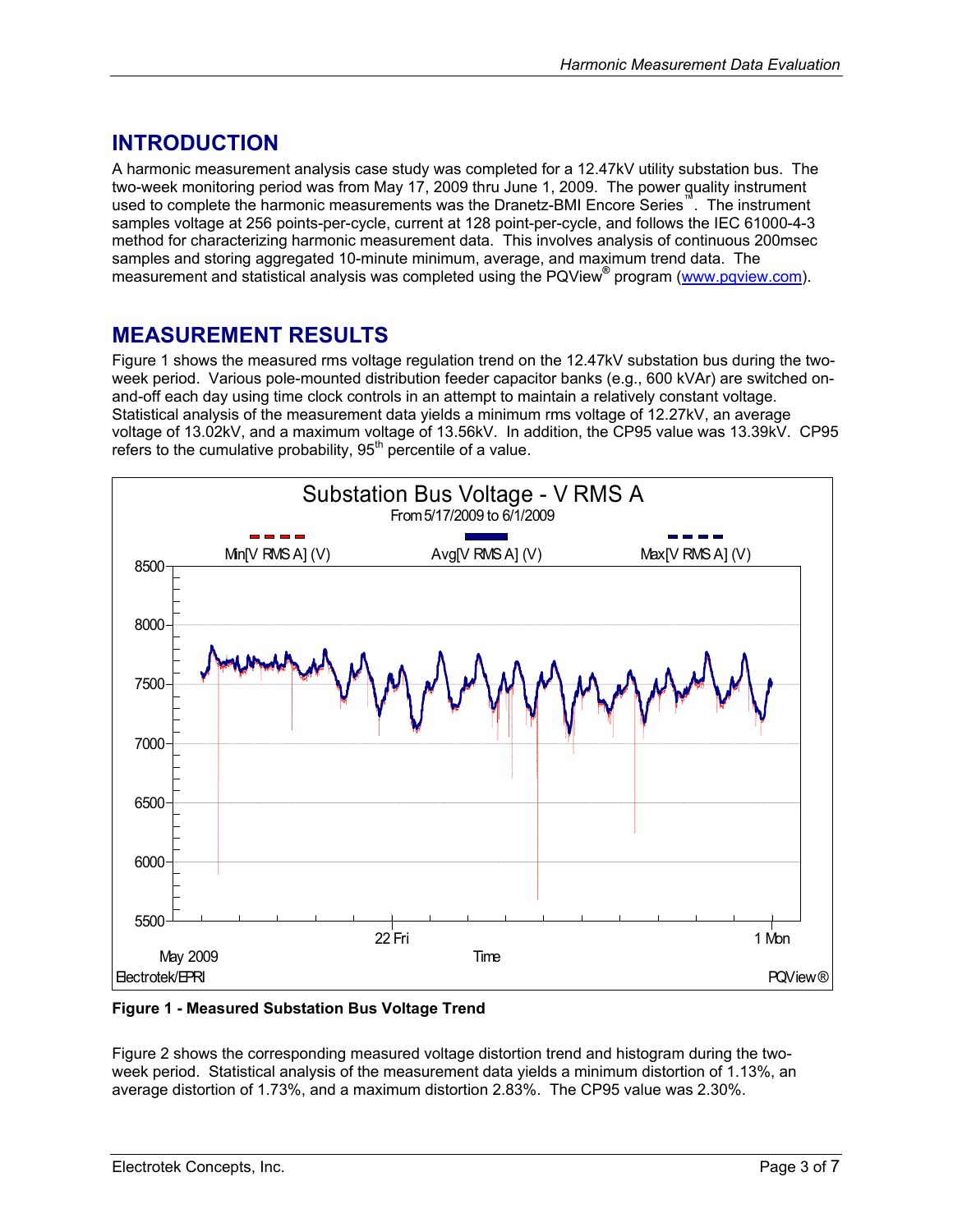## INTRODUCTION

A harmonic measurement analysis case study was completed for a 12.47kV utility substation bus. The two-week monitoring period was from May 17, 2009 thru June 1, 2009. The power quality instrument used to complete the harmonic measurements was the Dranetz-BMI Encore Series™. The instrument samples voltage at 256 points-per-cycle, current at 128 point-per-cycle, and follows the IEC 61000-4-3 method for characterizing harmonic measurement data. This involves analysis of continuous 200msec samples and storing aggregated 10-minute minimum, average, and maximum trend data. The measurement and statistical analysis was completed using the PQView® program (www.pqview.com).

## MEASUREMENT RESULTS

Figure 1 shows the measured rms voltage regulation trend on the 12.47kV substation bus during the two-week period. Various pole-mounted distribution feeder capacitor banks (e.g., 600 kVAr) are switched on-and-off each day using time clock controls in an attempt to maintain a relatively constant voltage. Statistical analysis of the measurement data yields a minimum rms voltage of 12.27kV, an average voltage of 13.02kV, and a maximum voltage of 13.56kV. In addition, the CP95 value was 13.39kV. CP95 refers to the cumulative probability, 95th percentile of a value.

**Figure 1 - Measured Substation Bus Voltage Trend**

Figure 2 shows the corresponding measured voltage distortion trend and histogram during the two-week period. Statistical analysis of the measurement data yields a minimum distortion of 1.13%, an average distortion of 1.73%, and a maximum distortion 2.83%. The CP95 value was 2.30%.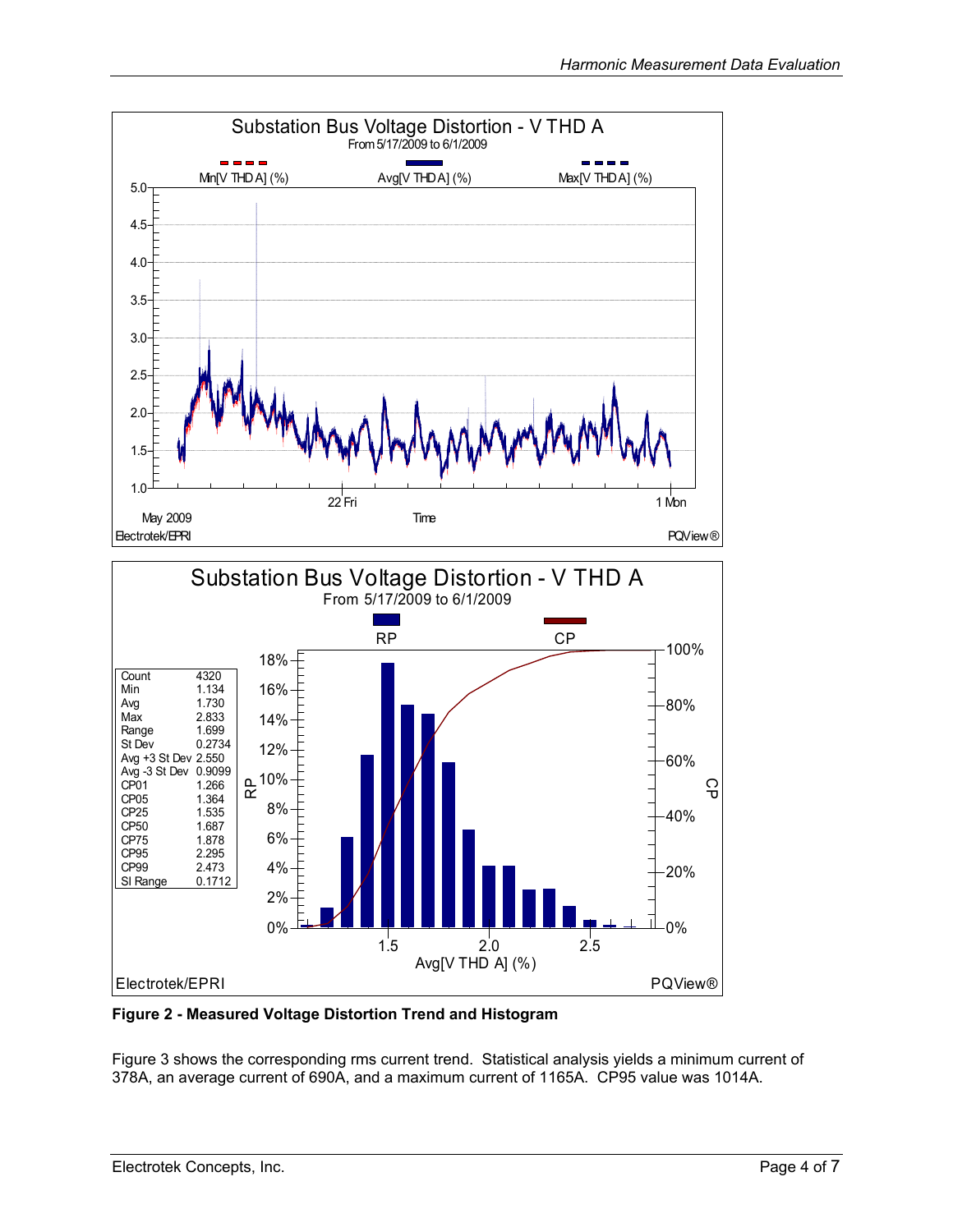| Statistic | Value |
|---|---|
| Count | 4320 |
| Min | 1.134 |
| Avg | 1.730 |
| Max | 2.833 |
| Range | 1.699 |
| St Dev | 0.2734 |
| Avg +3 St Dev | 2.550 |
| Avg -3 St Dev | 0.9099 |
| CP01 | 1.266 |
| CP05 | 1.364 |
| CP25 | 1.535 |
| CP50 | 1.687 |
| CP75 | 1.878 |
| CP95 | 2.295 |
| CP99 | 2.473 |
| SI Range | 0.1712 |

**Figure 2 - Measured Voltage Distortion Trend and Histogram**

Figure 3 shows the corresponding rms current trend. Statistical analysis yields a minimum current of 378A, an average current of 690A, and a maximum current of 1165A. CP95 value was 1014A.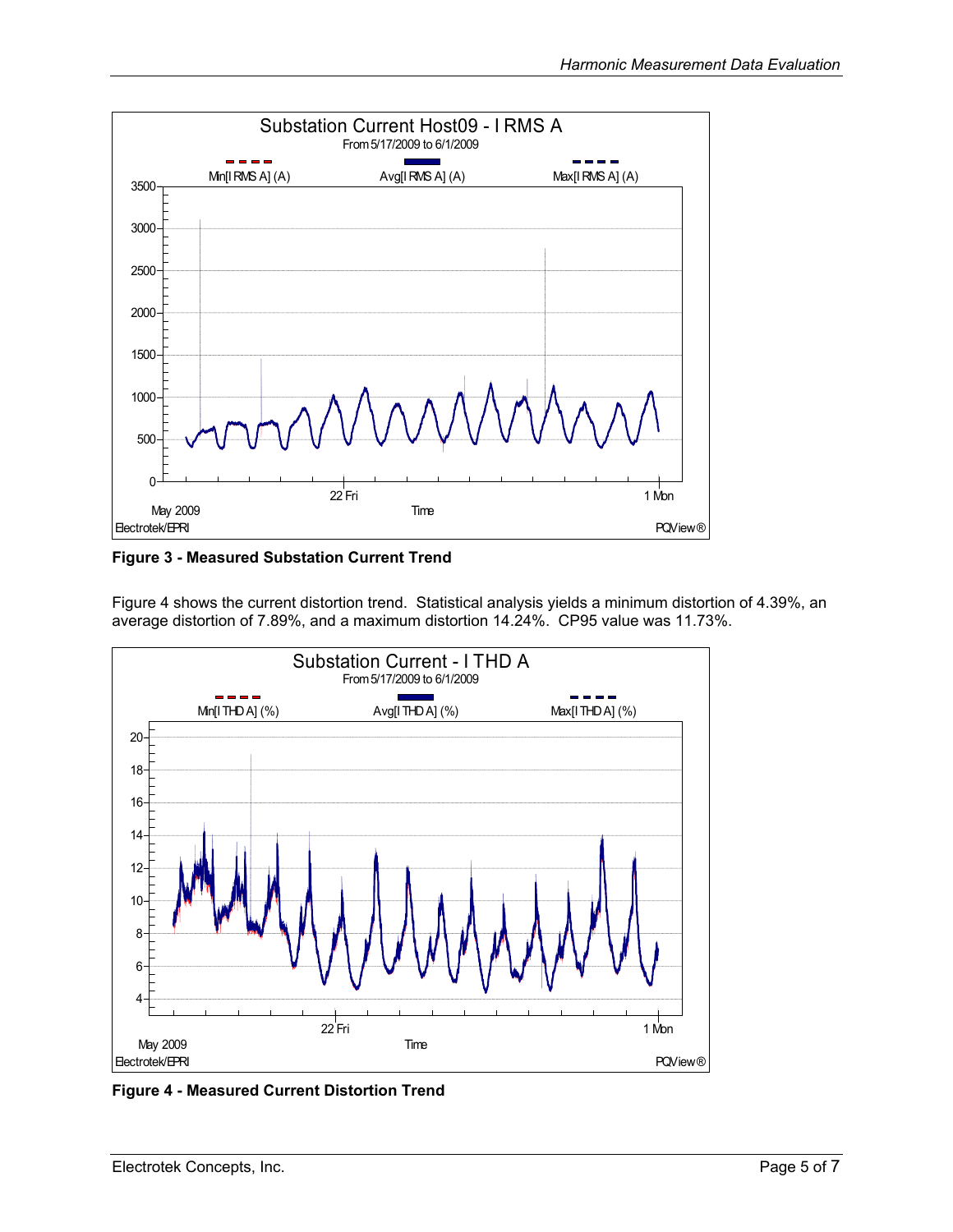**Figure 3 - Measured Substation Current Trend**

Figure 4 shows the current distortion trend. Statistical analysis yields a minimum distortion of 4.39%, an average distortion of 7.89%, and a maximum distortion 14.24%. CP95 value was 11.73%.

**Figure 4 - Measured Current Distortion Trend**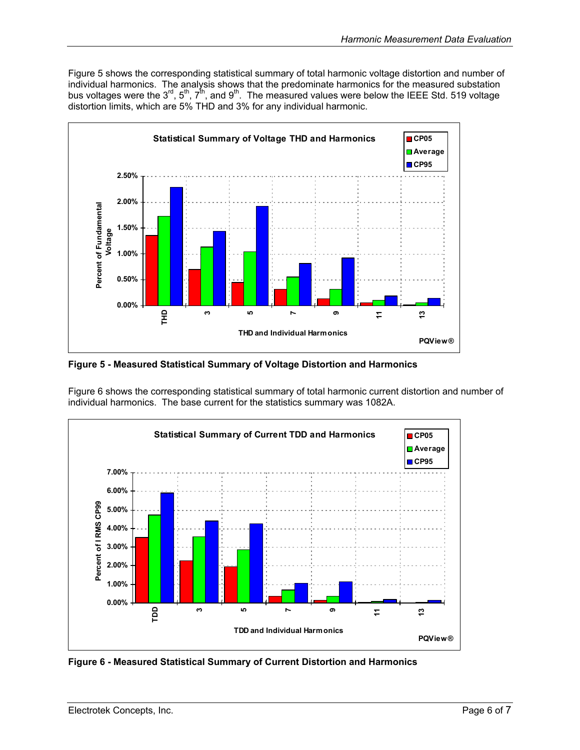Figure 5 shows the corresponding statistical summary of total harmonic voltage distortion and number of individual harmonics. The analysis shows that the predominate harmonics for the measured substation bus voltages were the 3rd, 5th, 7th, and 9th. The measured values were below the IEEE Std. 519 voltage distortion limits, which are 5% THD and 3% for any individual harmonic.

**Figure 5 - Measured Statistical Summary of Voltage Distortion and Harmonics**

Figure 6 shows the corresponding statistical summary of total harmonic current distortion and number of individual harmonics. The base current for the statistics summary was 1082A.

**Figure 6 - Measured Statistical Summary of Current Distortion and Harmonics**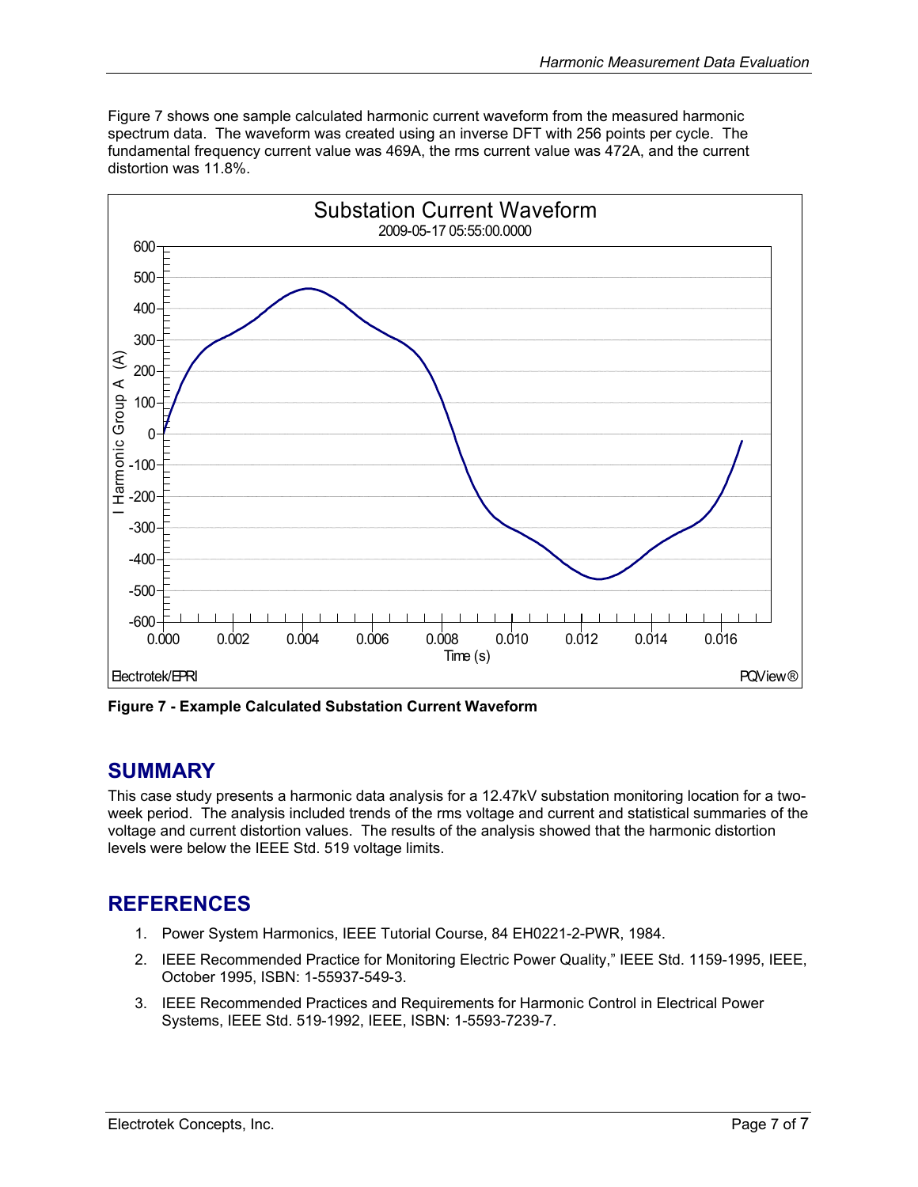Figure 7 shows one sample calculated harmonic current waveform from the measured harmonic spectrum data. The waveform was created using an inverse DFT with 256 points per cycle. The fundamental frequency current value was 469A, the rms current value was 472A, and the current distortion was 11.8%.

Substation Current Waveform

2009-05-17 05:55:00.0000

I Harmonic Group A (A)

600
500
400
300
200
100
0
-100
-200
-300
-400
-500
-600

0.000 0.002 0.004 0.006 0.008 0.010 0.012 0.014 0.016

Time (s)

Electrotek/EPRI

PQView®

**Figure 7 - Example Calculated Substation Current Waveform**

## SUMMARY

This case study presents a harmonic data analysis for a 12.47kV substation monitoring location for a two-week period. The analysis included trends of the rms voltage and current and statistical summaries of the voltage and current distortion values. The results of the analysis showed that the harmonic distortion levels were below the IEEE Std. 519 voltage limits.

## REFERENCES

1. Power System Harmonics, IEEE Tutorial Course, 84 EH0221-2-PWR, 1984.
2. IEEE Recommended Practice for Monitoring Electric Power Quality," IEEE Std. 1159-1995, IEEE, October 1995, ISBN: 1-55937-549-3.
3. IEEE Recommended Practices and Requirements for Harmonic Control in Electrical Power Systems, IEEE Std. 519-1992, IEEE, ISBN: 1-5593-7239-7.